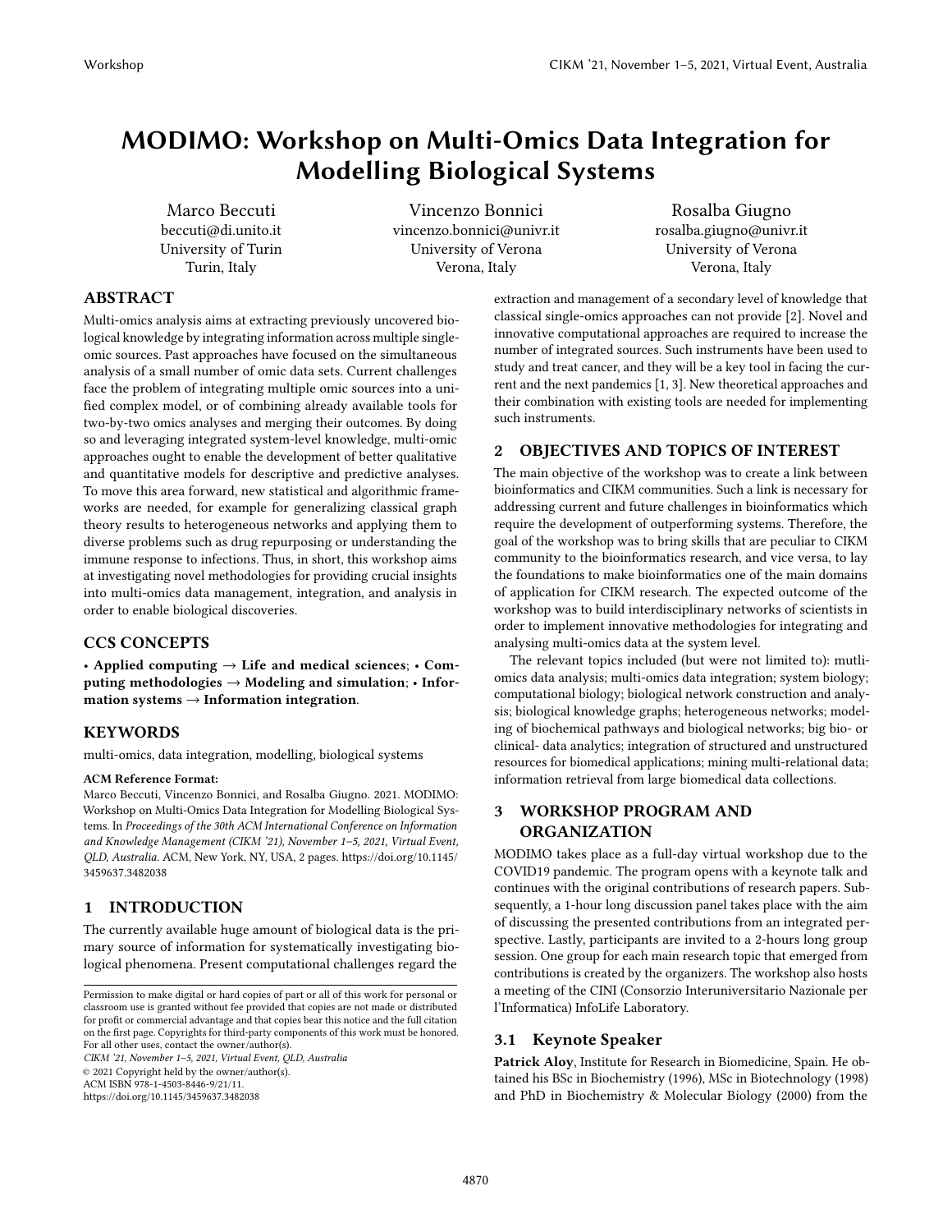# MODIMO: Workshop on Multi-Omics Data Integration for Modelling Biological Systems

Marco Beccuti
beccuti@di.unito.it
University of Turin
Turin, Italy

Vincenzo Bonnici
vincenzo.bonnici@univr.it
University of Verona
Verona, Italy

Rosalba Giugno
rosalba.giugno@univr.it
University of Verona
Verona, Italy

## ABSTRACT

Multi-omics analysis aims at extracting previously uncovered biological knowledge by integrating information across multiple single-omic sources. Past approaches have focused on the simultaneous analysis of a small number of omic data sets. Current challenges face the problem of integrating multiple omic sources into a unified complex model, or of combining already available tools for two-by-two omics analyses and merging their outcomes. By doing so and leveraging integrated system-level knowledge, multi-omic approaches ought to enable the development of better qualitative and quantitative models for descriptive and predictive analyses. To move this area forward, new statistical and algorithmic frameworks are needed, for example for generalizing classical graph theory results to heterogeneous networks and applying them to diverse problems such as drug repurposing or understanding the immune response to infections. Thus, in short, this workshop aims at investigating novel methodologies for providing crucial insights into multi-omics data management, integration, and analysis in order to enable biological discoveries.

## CCS CONCEPTS

• **Applied computing** → **Life and medical sciences**; • **Computing methodologies** → **Modeling and simulation**; • **Information systems** → **Information integration**.

## KEYWORDS

multi-omics, data integration, modelling, biological systems

**ACM Reference Format:**
Marco Beccuti, Vincenzo Bonnici, and Rosalba Giugno. 2021. MODIMO: Workshop on Multi-Omics Data Integration for Modelling Biological Systems. In *Proceedings of the 30th ACM International Conference on Information and Knowledge Management (CIKM '21), November 1–5, 2021, Virtual Event, QLD, Australia.* ACM, New York, NY, USA, 2 pages. https://doi.org/10.1145/3459637.3482038

## 1 INTRODUCTION

The currently available huge amount of biological data is the primary source of information for systematically investigating biological phenomena. Present computational challenges regard the extraction and management of a secondary level of knowledge that classical single-omics approaches can not provide [2]. Novel and innovative computational approaches are required to increase the number of integrated sources. Such instruments have been used to study and treat cancer, and they will be a key tool in facing the current and the next pandemics [1, 3]. New theoretical approaches and their combination with existing tools are needed for implementing such instruments.

## 2 OBJECTIVES AND TOPICS OF INTEREST

The main objective of the workshop was to create a link between bioinformatics and CIKM communities. Such a link is necessary for addressing current and future challenges in bioinformatics which require the development of outperforming systems. Therefore, the goal of the workshop was to bring skills that are peculiar to CIKM community to the bioinformatics research, and vice versa, to lay the foundations to make bioinformatics one of the main domains of application for CIKM research. The expected outcome of the workshop was to build interdisciplinary networks of scientists in order to implement innovative methodologies for integrating and analysing multi-omics data at the system level.

The relevant topics included (but were not limited to): mutli-omics data analysis; multi-omics data integration; system biology; computational biology; biological network construction and analysis; biological knowledge graphs; heterogeneous networks; modeling of biochemical pathways and biological networks; big bio- or clinical- data analytics; integration of structured and unstructured resources for biomedical applications; mining multi-relational data; information retrieval from large biomedical data collections.

## 3 WORKSHOP PROGRAM AND ORGANIZATION

MODIMO takes place as a full-day virtual workshop due to the COVID19 pandemic. The program opens with a keynote talk and continues with the original contributions of research papers. Subsequently, a 1-hour long discussion panel takes place with the aim of discussing the presented contributions from an integrated perspective. Lastly, participants are invited to a 2-hours long group session. One group for each main research topic that emerged from contributions is created by the organizers. The workshop also hosts a meeting of the CINI (Consorzio Interuniversitario Nazionale per l'Informatica) InfoLife Laboratory.

### 3.1 Keynote Speaker

**Patrick Aloy**, Institute for Research in Biomedicine, Spain. He obtained his BSc in Biochemistry (1996), MSc in Biotechnology (1998) and PhD in Biochemistry & Molecular Biology (2000) from the

Permission to make digital or hard copies of part or all of this work for personal or classroom use is granted without fee provided that copies are not made or distributed for profit or commercial advantage and that copies bear this notice and the full citation on the first page. Copyrights for third-party components of this work must be honored. For all other uses, contact the owner/author(s).
*CIKM '21, November 1–5, 2021, Virtual Event, QLD, Australia*
© 2021 Copyright held by the owner/author(s).
ACM ISBN 978-1-4503-8446-9/21/11.
https://doi.org/10.1145/3459637.3482038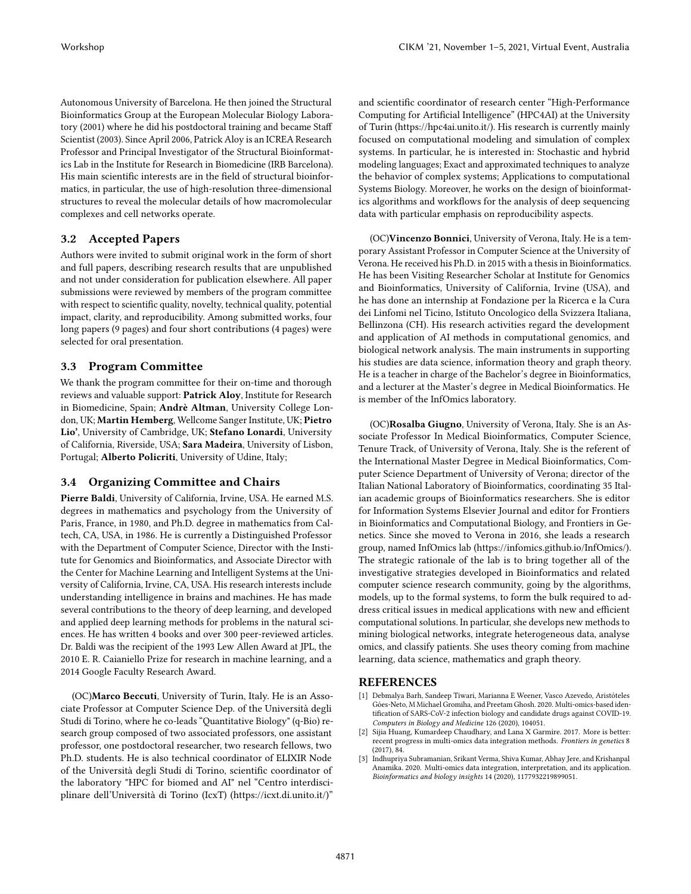Autonomous University of Barcelona. He then joined the Structural Bioinformatics Group at the European Molecular Biology Laboratory (2001) where he did his postdoctoral training and became Staff Scientist (2003). Since April 2006, Patrick Aloy is an ICREA Research Professor and Principal Investigator of the Structural Bioinformatics Lab in the Institute for Research in Biomedicine (IRB Barcelona). His main scientific interests are in the field of structural bioinformatics, in particular, the use of high-resolution three-dimensional structures to reveal the molecular details of how macromolecular complexes and cell networks operate.

## 3.2 Accepted Papers

Authors were invited to submit original work in the form of short and full papers, describing research results that are unpublished and not under consideration for publication elsewhere. All paper submissions were reviewed by members of the program committee with respect to scientific quality, novelty, technical quality, potential impact, clarity, and reproducibility. Among submitted works, four long papers (9 pages) and four short contributions (4 pages) were selected for oral presentation.

## 3.3 Program Committee

We thank the program committee for their on-time and thorough reviews and valuable support: **Patrick Aloy**, Institute for Research in Biomedicine, Spain; **Andrè Altman**, University College London, UK; **Martin Hemberg**, Wellcome Sanger Institute, UK; **Pietro Lio'**, University of Cambridge, UK; **Stefano Lonardi**, University of California, Riverside, USA; **Sara Madeira**, University of Lisbon, Portugal; **Alberto Policriti**, University of Udine, Italy;

## 3.4 Organizing Committee and Chairs

**Pierre Baldi**, University of California, Irvine, USA. He earned M.S. degrees in mathematics and psychology from the University of Paris, France, in 1980, and Ph.D. degree in mathematics from Caltech, CA, USA, in 1986. He is currently a Distinguished Professor with the Department of Computer Science, Director with the Institute for Genomics and Bioinformatics, and Associate Director with the Center for Machine Learning and Intelligent Systems at the University of California, Irvine, CA, USA. His research interests include understanding intelligence in brains and machines. He has made several contributions to the theory of deep learning, and developed and applied deep learning methods for problems in the natural sciences. He has written 4 books and over 300 peer-reviewed articles. Dr. Baldi was the recipient of the 1993 Lew Allen Award at JPL, the 2010 E. R. Caianiello Prize for research in machine learning, and a 2014 Google Faculty Research Award.

(OC)**Marco Beccuti**, University of Turin, Italy. He is an Associate Professor at Computer Science Dep. of the Università degli Studi di Torino, where he co-leads "Quantitative Biology" (q-Bio) research group composed of two associated professors, one assistant professor, one postdoctoral researcher, two research fellows, two Ph.D. students. He is also technical coordinator of ELIXIR Node of the Università degli Studi di Torino, scientific coordinator of the laboratory "HPC for biomed and AI" nel "Centro interdisciplinare dell'Università di Torino (IcxT) (https://icxt.di.unito.it/)" and scientific coordinator of research center "High-Performance Computing for Artificial Intelligence" (HPC4AI) at the University of Turin (https://hpc4ai.unito.it/). His research is currently mainly focused on computational modeling and simulation of complex systems. In particular, he is interested in: Stochastic and hybrid modeling languages; Exact and approximated techniques to analyze the behavior of complex systems; Applications to computational Systems Biology. Moreover, he works on the design of bioinformatics algorithms and workflows for the analysis of deep sequencing data with particular emphasis on reproducibility aspects.

(OC)**Vincenzo Bonnici**, University of Verona, Italy. He is a temporary Assistant Professor in Computer Science at the University of Verona. He received his Ph.D. in 2015 with a thesis in Bioinformatics. He has been Visiting Researcher Scholar at Institute for Genomics and Bioinformatics, University of California, Irvine (USA), and he has done an internship at Fondazione per la Ricerca e la Cura dei Linfomi nel Ticino, Istituto Oncologico della Svizzera Italiana, Bellinzona (CH). His research activities regard the development and application of AI methods in computational genomics, and biological network analysis. The main instruments in supporting his studies are data science, information theory and graph theory. He is a teacher in charge of the Bachelor's degree in Bioinformatics, and a lecturer at the Master's degree in Medical Bioinformatics. He is member of the InfOmics laboratory.

(OC)**Rosalba Giugno**, University of Verona, Italy. She is an Associate Professor In Medical Bioinformatics, Computer Science, Tenure Track, of University of Verona, Italy. She is the referent of the International Master Degree in Medical Bioinformatics, Computer Science Department of University of Verona; director of the Italian National Laboratory of Bioinformatics, coordinating 35 Italian academic groups of Bioinformatics researchers. She is editor for Information Systems Elsevier Journal and editor for Frontiers in Bioinformatics and Computational Biology, and Frontiers in Genetics. Since she moved to Verona in 2016, she leads a research group, named InfOmics lab (https://infomics.github.io/InfOmics/). The strategic rationale of the lab is to bring together all of the investigative strategies developed in Bioinformatics and related computer science research community, going by the algorithms, models, up to the formal systems, to form the bulk required to address critical issues in medical applications with new and efficient computational solutions. In particular, she develops new methods to mining biological networks, integrate heterogeneous data, analyse omics, and classify patients. She uses theory coming from machine learning, data science, mathematics and graph theory.

# REFERENCES

[1] Debmalya Barh, Sandeep Tiwari, Marianna E Weener, Vasco Azevedo, Aristóteles Góes-Neto, M Michael Gromiha, and Preetam Ghosh. 2020. Multi-omics-based identification of SARS-CoV-2 infection biology and candidate drugs against COVID-19. *Computers in Biology and Medicine* 126 (2020), 104051.

[2] Sijia Huang, Kumardeep Chaudhary, and Lana X Garmire. 2017. More is better: recent progress in multi-omics data integration methods. *Frontiers in genetics* 8 (2017), 84.

[3] Indhupriya Subramanian, Srikant Verma, Shiva Kumar, Abhay Jere, and Krishanpal Anamika. 2020. Multi-omics data integration, interpretation, and its application. *Bioinformatics and biology insights* 14 (2020), 1177932219899051.